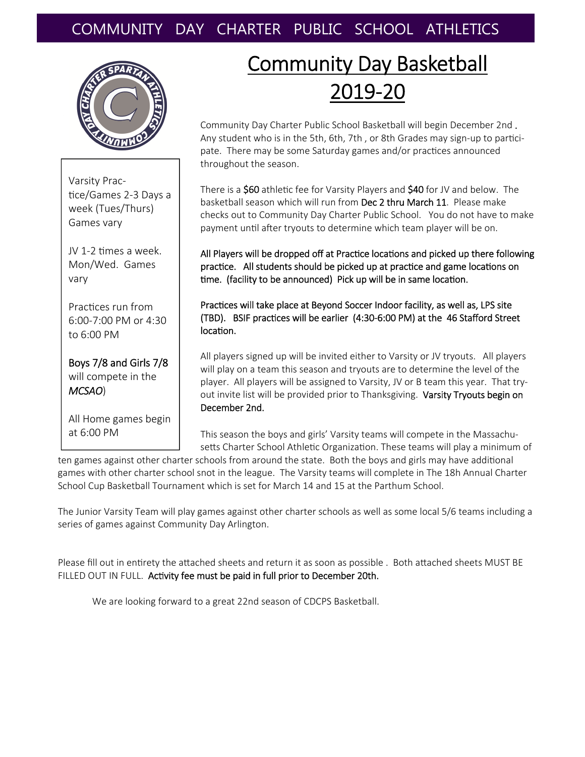COMMUNITY DAY CHARTER PUBLIC SCHOOL ATHLETICS

# Community Day Basketball 2019-20

Community Day Charter Public School Basketball will begin December 2nd . Any student who is in the 5th, 6th, 7th , or 8th Grades may sign-up to participate. There may be some Saturday games and/or practices announced throughout the season.

There is a **$60** athletic fee for Varsity Players and **$40** for JV and below. The basketball season which will run from **Dec 2 thru March 11**. Please make checks out to Community Day Charter Public School. You do not have to make payment until after tryouts to determine which team player will be on.

**All Players will be dropped off at Practice locations and picked up there following practice. All students should be picked up at practice and game locations on time. (facility to be announced) Pick up will be in same location.**

**Practices will take place at Beyond Soccer Indoor facility, as well as, LPS site (TBD). BSIF practices will be earlier (4:30-6:00 PM) at the 46 Stafford Street location.**

All players signed up will be invited either to Varsity or JV tryouts. All players will play on a team this season and tryouts are to determine the level of the player. All players will be assigned to Varsity, JV or B team this year. That tryout invite list will be provided prior to Thanksgiving. **Varsity Tryouts begin on December 2nd.**

This season the boys and girls' Varsity teams will compete in the Massachusetts Charter School Athletic Organization. These teams will play a minimum of ten games against other charter schools from around the state. Both the boys and girls may have additional games with other charter school snot in the league. The Varsity teams will complete in The 18h Annual Charter School Cup Basketball Tournament which is set for March 14 and 15 at the Parthum School.

The Junior Varsity Team will play games against other charter schools as well as some local 5/6 teams including a series of games against Community Day Arlington.

Please fill out in entirety the attached sheets and return it as soon as possible . Both attached sheets MUST BE FILLED OUT IN FULL. **Activity fee must be paid in full prior to December 20th.**

We are looking forward to a great 22nd season of CDCPS Basketball.

---

Varsity Practice/Games 2-3 Days a week (Tues/Thurs) Games vary

JV 1-2 times a week. Mon/Wed. Games vary

Practices run from 6:00-7:00 PM or 4:30 to 6:00 PM

**Boys 7/8 and Girls 7/8** will compete in the *MCSAO*)

All Home games begin at 6:00 PM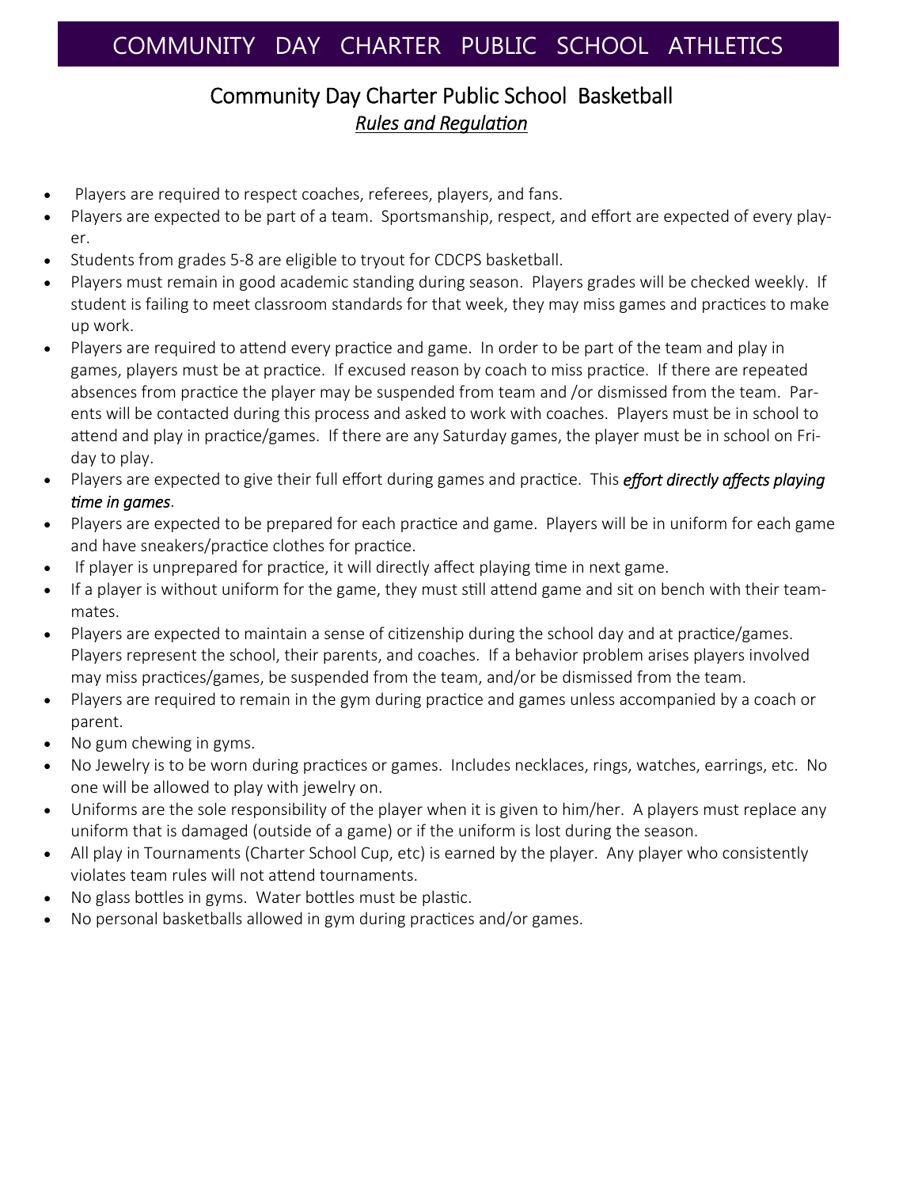# COMMUNITY DAY CHARTER PUBLIC SCHOOL ATHLETICS

## Community Day Charter Public School Basketball

***Rules and Regulation***

- Players are required to respect coaches, referees, players, and fans.
- Players are expected to be part of a team. Sportsmanship, respect, and effort are expected of every player.
- Students from grades 5-8 are eligible to tryout for CDCPS basketball.
- Players must remain in good academic standing during season. Players grades will be checked weekly. If student is failing to meet classroom standards for that week, they may miss games and practices to make up work.
- Players are required to attend every practice and game. In order to be part of the team and play in games, players must be at practice. If excused reason by coach to miss practice. If there are repeated absences from practice the player may be suspended from team and /or dismissed from the team. Parents will be contacted during this process and asked to work with coaches. Players must be in school to attend and play in practice/games. If there are any Saturday games, the player must be in school on Friday to play.
- Players are expected to give their full effort during games and practice. This ***effort directly affects playing time in games***.
- Players are expected to be prepared for each practice and game. Players will be in uniform for each game and have sneakers/practice clothes for practice.
- If player is unprepared for practice, it will directly affect playing time in next game.
- If a player is without uniform for the game, they must still attend game and sit on bench with their teammates.
- Players are expected to maintain a sense of citizenship during the school day and at practice/games. Players represent the school, their parents, and coaches. If a behavior problem arises players involved may miss practices/games, be suspended from the team, and/or be dismissed from the team.
- Players are required to remain in the gym during practice and games unless accompanied by a coach or parent.
- No gum chewing in gyms.
- No Jewelry is to be worn during practices or games. Includes necklaces, rings, watches, earrings, etc. No one will be allowed to play with jewelry on.
- Uniforms are the sole responsibility of the player when it is given to him/her. A players must replace any uniform that is damaged (outside of a game) or if the uniform is lost during the season.
- All play in Tournaments (Charter School Cup, etc) is earned by the player. Any player who consistently violates team rules will not attend tournaments.
- No glass bottles in gyms. Water bottles must be plastic.
- No personal basketballs allowed in gym during practices and/or games.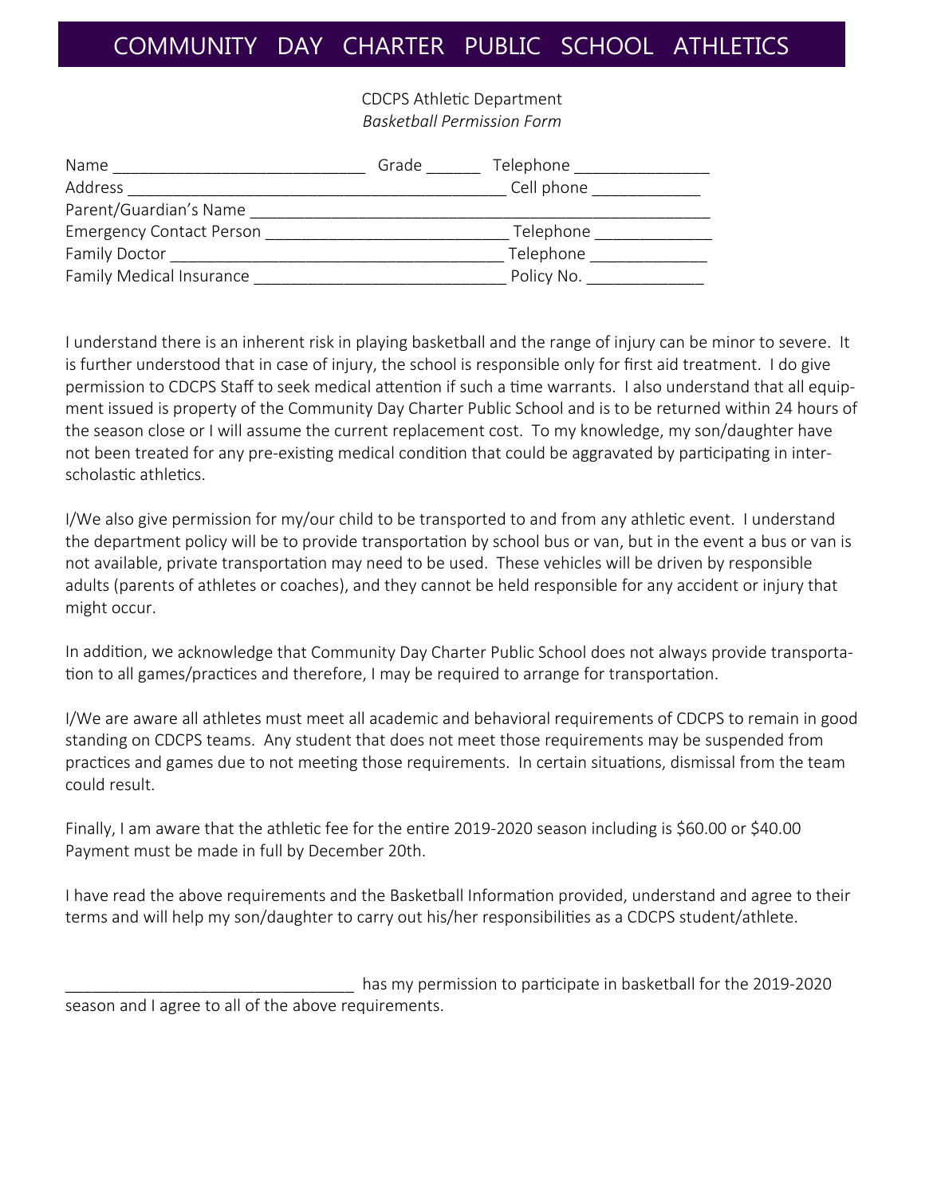# COMMUNITY DAY CHARTER PUBLIC SCHOOL ATHLETICS

CDCPS Athletic Department
*Basketball Permission Form*

Name ____________________________ Grade ______ Telephone _______________
Address __________________________________________ Cell phone ____________
Parent/Guardian's Name ____________________________________________________
Emergency Contact Person ___________________________ Telephone _____________
Family Doctor ____________________________________ Telephone _____________
Family Medical Insurance ___________________________ Policy No. _____________

I understand there is an inherent risk in playing basketball and the range of injury can be minor to severe. It is further understood that in case of injury, the school is responsible only for first aid treatment. I do give permission to CDCPS Staff to seek medical attention if such a time warrants. I also understand that all equipment issued is property of the Community Day Charter Public School and is to be returned within 24 hours of the season close or I will assume the current replacement cost. To my knowledge, my son/daughter have not been treated for any pre-existing medical condition that could be aggravated by participating in inter-scholastic athletics.

I/We also give permission for my/our child to be transported to and from any athletic event. I understand the department policy will be to provide transportation by school bus or van, but in the event a bus or van is not available, private transportation may need to be used. These vehicles will be driven by responsible adults (parents of athletes or coaches), and they cannot be held responsible for any accident or injury that might occur.

In addition, we acknowledge that Community Day Charter Public School does not always provide transportation to all games/practices and therefore, I may be required to arrange for transportation.

I/We are aware all athletes must meet all academic and behavioral requirements of CDCPS to remain in good standing on CDCPS teams. Any student that does not meet those requirements may be suspended from practices and games due to not meeting those requirements. In certain situations, dismissal from the team could result.

Finally, I am aware that the athletic fee for the entire 2019-2020 season including is $60.00 or $40.00 Payment must be made in full by December 20th.

I have read the above requirements and the Basketball Information provided, understand and agree to their terms and will help my son/daughter to carry out his/her responsibilities as a CDCPS student/athlete.

_________________________________ has my permission to participate in basketball for the 2019-2020 season and I agree to all of the above requirements.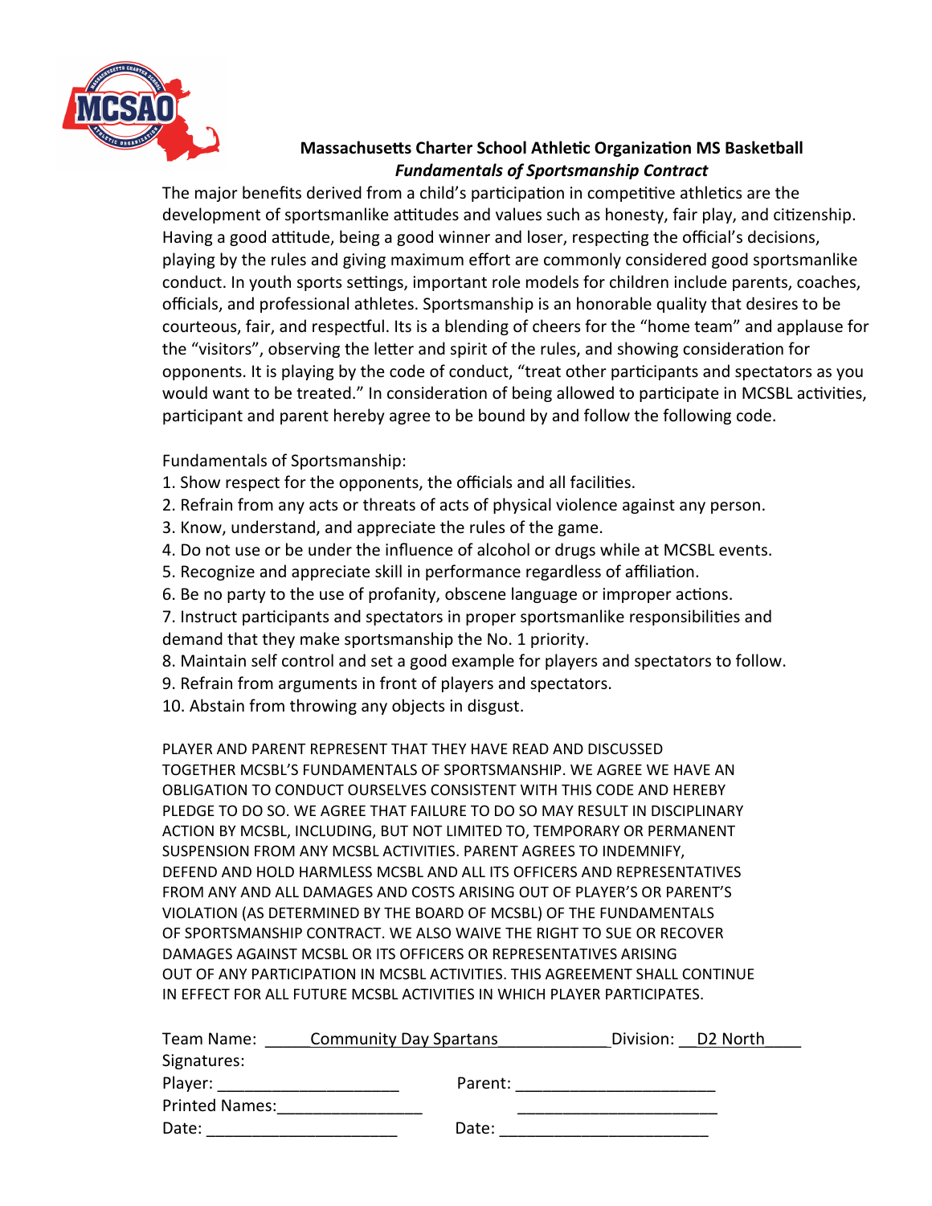**Massachusetts Charter School Athletic Organization MS Basketball**
***Fundamentals of Sportsmanship Contract***

The major benefits derived from a child's participation in competitive athletics are the development of sportsmanlike attitudes and values such as honesty, fair play, and citizenship. Having a good attitude, being a good winner and loser, respecting the official's decisions, playing by the rules and giving maximum effort are commonly considered good sportsmanlike conduct. In youth sports settings, important role models for children include parents, coaches, officials, and professional athletes. Sportsmanship is an honorable quality that desires to be courteous, fair, and respectful. Its is a blending of cheers for the "home team" and applause for the "visitors", observing the letter and spirit of the rules, and showing consideration for opponents. It is playing by the code of conduct, "treat other participants and spectators as you would want to be treated." In consideration of being allowed to participate in MCSBL activities, participant and parent hereby agree to be bound by and follow the following code.

Fundamentals of Sportsmanship:

1. Show respect for the opponents, the officials and all facilities.
2. Refrain from any acts or threats of acts of physical violence against any person.
3. Know, understand, and appreciate the rules of the game.
4. Do not use or be under the influence of alcohol or drugs while at MCSBL events.
5. Recognize and appreciate skill in performance regardless of affiliation.
6. Be no party to the use of profanity, obscene language or improper actions.
7. Instruct participants and spectators in proper sportsmanlike responsibilities and demand that they make sportsmanship the No. 1 priority.
8. Maintain self control and set a good example for players and spectators to follow.
9. Refrain from arguments in front of players and spectators.
10. Abstain from throwing any objects in disgust.

PLAYER AND PARENT REPRESENT THAT THEY HAVE READ AND DISCUSSED TOGETHER MCSBL'S FUNDAMENTALS OF SPORTSMANSHIP. WE AGREE WE HAVE AN OBLIGATION TO CONDUCT OURSELVES CONSISTENT WITH THIS CODE AND HEREBY PLEDGE TO DO SO. WE AGREE THAT FAILURE TO DO SO MAY RESULT IN DISCIPLINARY ACTION BY MCSBL, INCLUDING, BUT NOT LIMITED TO, TEMPORARY OR PERMANENT SUSPENSION FROM ANY MCSBL ACTIVITIES. PARENT AGREES TO INDEMNIFY, DEFEND AND HOLD HARMLESS MCSBL AND ALL ITS OFFICERS AND REPRESENTATIVES FROM ANY AND ALL DAMAGES AND COSTS ARISING OUT OF PLAYER'S OR PARENT'S VIOLATION (AS DETERMINED BY THE BOARD OF MCSBL) OF THE FUNDAMENTALS OF SPORTSMANSHIP CONTRACT. WE ALSO WAIVE THE RIGHT TO SUE OR RECOVER DAMAGES AGAINST MCSBL OR ITS OFFICERS OR REPRESENTATIVES ARISING OUT OF ANY PARTICIPATION IN MCSBL ACTIVITIES. THIS AGREEMENT SHALL CONTINUE IN EFFECT FOR ALL FUTURE MCSBL ACTIVITIES IN WHICH PLAYER PARTICIPATES.

Team Name: _____Community Day Spartans____________ Division: __D2 North____

Signatures:

Player: ____________________ Parent: _____________________

Printed Names:_______________ _____________________

Date: ____________________ Date: ______________________